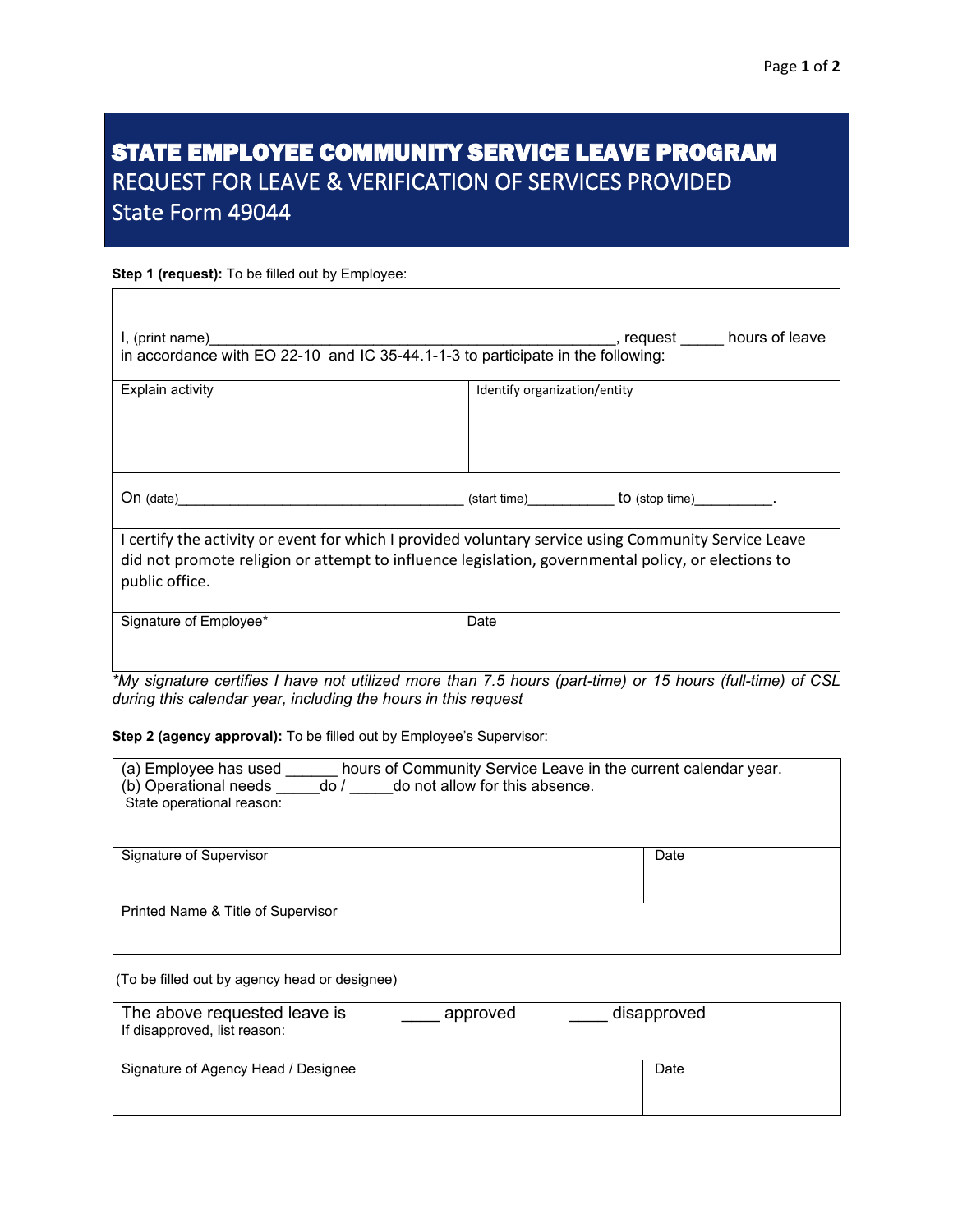# STATE EMPLOYEE COMMUNITY SERVICE LEAVE PROGRAM

## REQUEST FOR LEAVE & VERIFICATION OF SERVICES PROVIDED

## State Form 49044

**Step 1 (request):** To be filled out by Employee:

I, (print name)__________________________________________________, request _____ hours of leave in accordance with EO 22-10 and IC 35-44.1-1-3 to participate in the following:

| Explain activity | Identify organization/entity |
|---|---|
| | |

On (date)____________________________________ (start time)___________ to (stop time)__________.

I certify the activity or event for which I provided voluntary service using Community Service Leave did not promote religion or attempt to influence legislation, governmental policy, or elections to public office.

| Signature of Employee* | Date |
|---|---|
| | |

*\*My signature certifies I have not utilized more than 7.5 hours (part-time) or 15 hours (full-time) of CSL during this calendar year, including the hours in this request*

**Step 2 (agency approval):** To be filled out by Employee's Supervisor:

(a) Employee has used ______ hours of Community Service Leave in the current calendar year.
(b) Operational needs _____do / _____do not allow for this absence.
State operational reason:

| Signature of Supervisor | Date |
|---|---|
| | |

Printed Name & Title of Supervisor

(To be filled out by agency head or designee)

The above requested leave is ____ approved ____ disapproved
If disapproved, list reason:

| Signature of Agency Head / Designee | Date |
|---|---|
| | |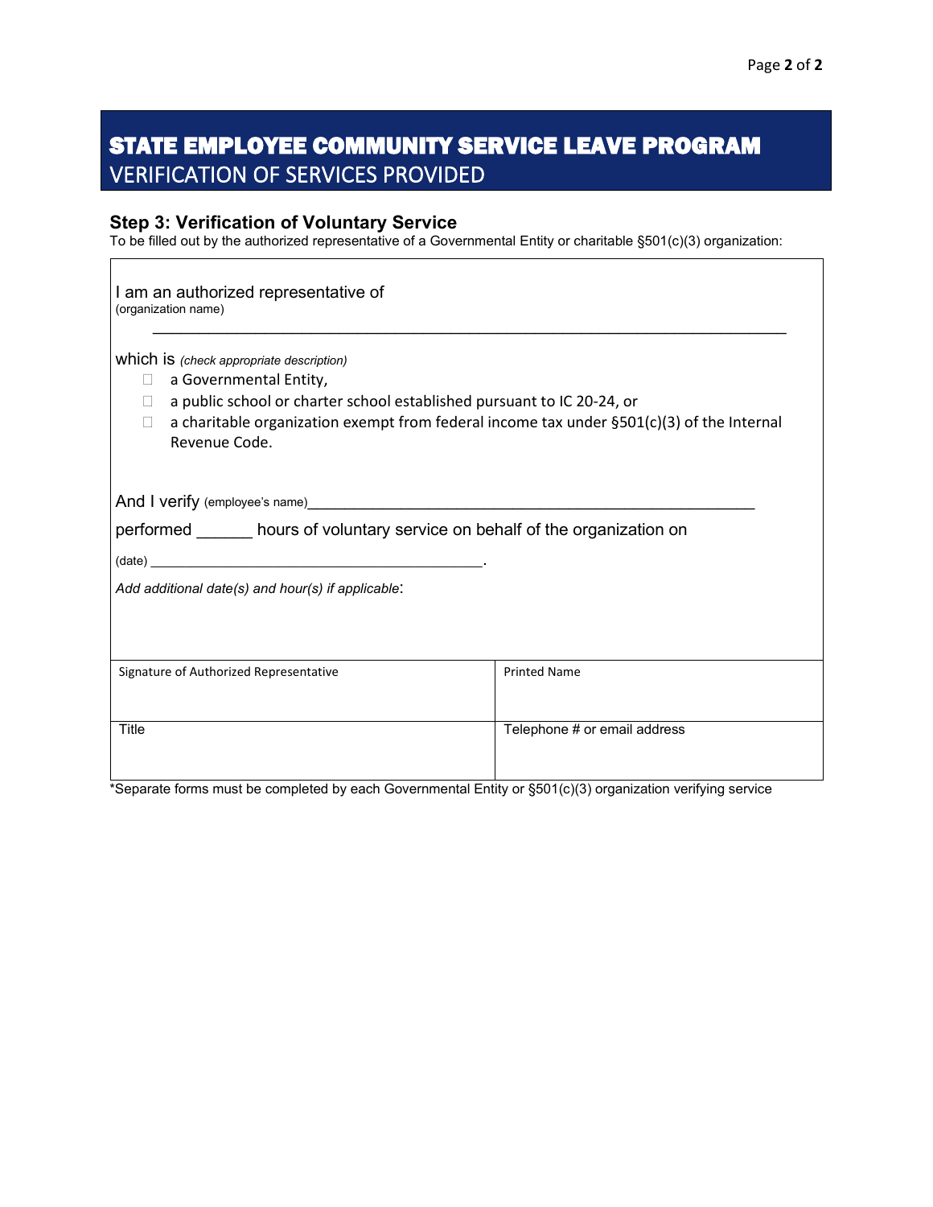# STATE EMPLOYEE COMMUNITY SERVICE LEAVE PROGRAM

## VERIFICATION OF SERVICES PROVIDED

### Step 3: Verification of Voluntary Service

To be filled out by the authorized representative of a Governmental Entity or charitable §501(c)(3) organization:

I am an authorized representative of
(organization name)

______________________________________________________________________

which is *(check appropriate description)*

- ☐ a Governmental Entity,
- ☐ a public school or charter school established pursuant to IC 20-24, or
- ☐ a charitable organization exempt from federal income tax under §501(c)(3) of the Internal Revenue Code.

And I verify (employee's name)_____________________________________________

performed ______ hours of voluntary service on behalf of the organization on

(date) ___________________________________________.

*Add additional date(s) and hour(s) if applicable*:

| | |
|---|---|
| Signature of Authorized Representative | Printed Name |
| Title | Telephone # or email address |

*Separate forms must be completed by each Governmental Entity or §501(c)(3) organization verifying service